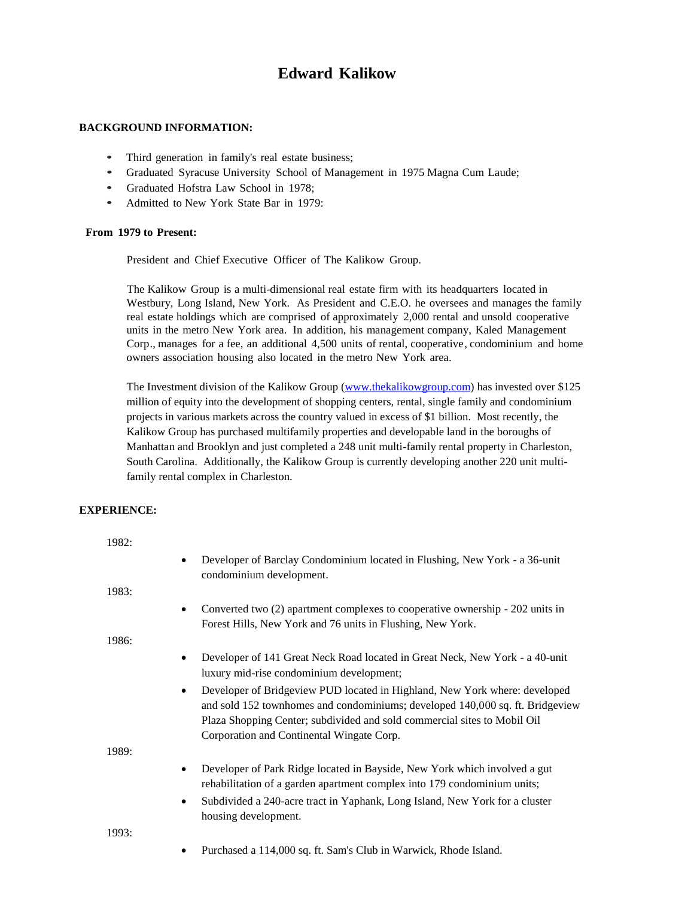# Edward Kalikow

**BACKGROUND INFORMATION:**

- Third generation in family's real estate business;
- Graduated Syracuse University School of Management in 1975 Magna Cum Laude;
- Graduated Hofstra Law School in 1978;
- Admitted to New York State Bar in 1979:

**From 1979 to Present:**

President and Chief Executive Officer of The Kalikow Group.

The Kalikow Group is a multi-dimensional real estate firm with its headquarters located in Westbury, Long Island, New York. As President and C.E.O. he oversees and manages the family real estate holdings which are comprised of approximately 2,000 rental and unsold cooperative units in the metro New York area. In addition, his management company, Kaled Management Corp., manages for a fee, an additional 4,500 units of rental, cooperative, condominium and home owners association housing also located in the metro New York area.

The Investment division of the Kalikow Group ([www.thekalikowgroup.com](www.thekalikowgroup.com)) has invested over $125 million of equity into the development of shopping centers, rental, single family and condominium projects in various markets across the country valued in excess of $1 billion. Most recently, the Kalikow Group has purchased multifamily properties and developable land in the boroughs of Manhattan and Brooklyn and just completed a 248 unit multi-family rental property in Charleston, South Carolina. Additionally, the Kalikow Group is currently developing another 220 unit multi-family rental complex in Charleston.

**EXPERIENCE:**

1982:

- Developer of Barclay Condominium located in Flushing, New York - a 36-unit condominium development.

1983:

- Converted two (2) apartment complexes to cooperative ownership - 202 units in Forest Hills, New York and 76 units in Flushing, New York.

1986:

- Developer of 141 Great Neck Road located in Great Neck, New York - a 40-unit luxury mid-rise condominium development;
- Developer of Bridgeview PUD located in Highland, New York where: developed and sold 152 townhomes and condominiums; developed 140,000 sq. ft. Bridgeview Plaza Shopping Center; subdivided and sold commercial sites to Mobil Oil Corporation and Continental Wingate Corp.

1989:

- Developer of Park Ridge located in Bayside, New York which involved a gut rehabilitation of a garden apartment complex into 179 condominium units;
- Subdivided a 240-acre tract in Yaphank, Long Island, New York for a cluster housing development.

1993:

- Purchased a 114,000 sq. ft. Sam's Club in Warwick, Rhode Island.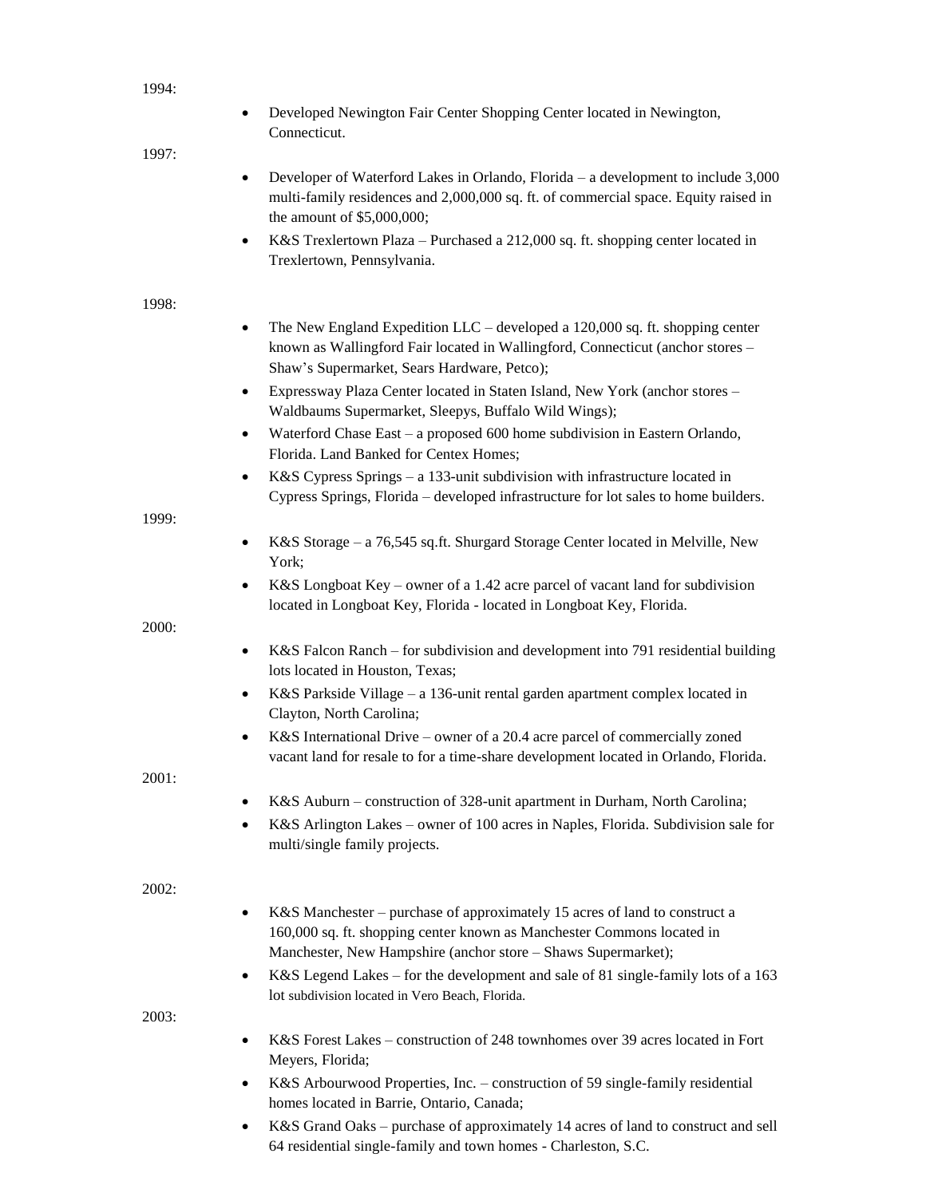1994:

- Developed Newington Fair Center Shopping Center located in Newington, Connecticut.

1997:

- Developer of Waterford Lakes in Orlando, Florida – a development to include 3,000 multi-family residences and 2,000,000 sq. ft. of commercial space. Equity raised in the amount of $5,000,000;
- K&S Trexlertown Plaza – Purchased a 212,000 sq. ft. shopping center located in Trexlertown, Pennsylvania.

1998:

- The New England Expedition LLC – developed a 120,000 sq. ft. shopping center known as Wallingford Fair located in Wallingford, Connecticut (anchor stores – Shaw's Supermarket, Sears Hardware, Petco);
- Expressway Plaza Center located in Staten Island, New York (anchor stores – Waldbaums Supermarket, Sleepys, Buffalo Wild Wings);
- Waterford Chase East – a proposed 600 home subdivision in Eastern Orlando, Florida. Land Banked for Centex Homes;
- K&S Cypress Springs – a 133-unit subdivision with infrastructure located in Cypress Springs, Florida – developed infrastructure for lot sales to home builders.

1999:

- K&S Storage – a 76,545 sq.ft. Shurgard Storage Center located in Melville, New York;
- K&S Longboat Key – owner of a 1.42 acre parcel of vacant land for subdivision located in Longboat Key, Florida - located in Longboat Key, Florida.

2000:

- K&S Falcon Ranch – for subdivision and development into 791 residential building lots located in Houston, Texas;
- K&S Parkside Village – a 136-unit rental garden apartment complex located in Clayton, North Carolina;
- K&S International Drive – owner of a 20.4 acre parcel of commercially zoned vacant land for resale to for a time-share development located in Orlando, Florida.

2001:

- K&S Auburn – construction of 328-unit apartment in Durham, North Carolina;
- K&S Arlington Lakes – owner of 100 acres in Naples, Florida. Subdivision sale for multi/single family projects.

2002:

- K&S Manchester – purchase of approximately 15 acres of land to construct a 160,000 sq. ft. shopping center known as Manchester Commons located in Manchester, New Hampshire (anchor store – Shaws Supermarket);
- K&S Legend Lakes – for the development and sale of 81 single-family lots of a 163 lot subdivision located in Vero Beach, Florida.

2003:

- K&S Forest Lakes – construction of 248 townhomes over 39 acres located in Fort Meyers, Florida;
- K&S Arbourwood Properties, Inc. – construction of 59 single-family residential homes located in Barrie, Ontario, Canada;
- K&S Grand Oaks – purchase of approximately 14 acres of land to construct and sell 64 residential single-family and town homes - Charleston, S.C.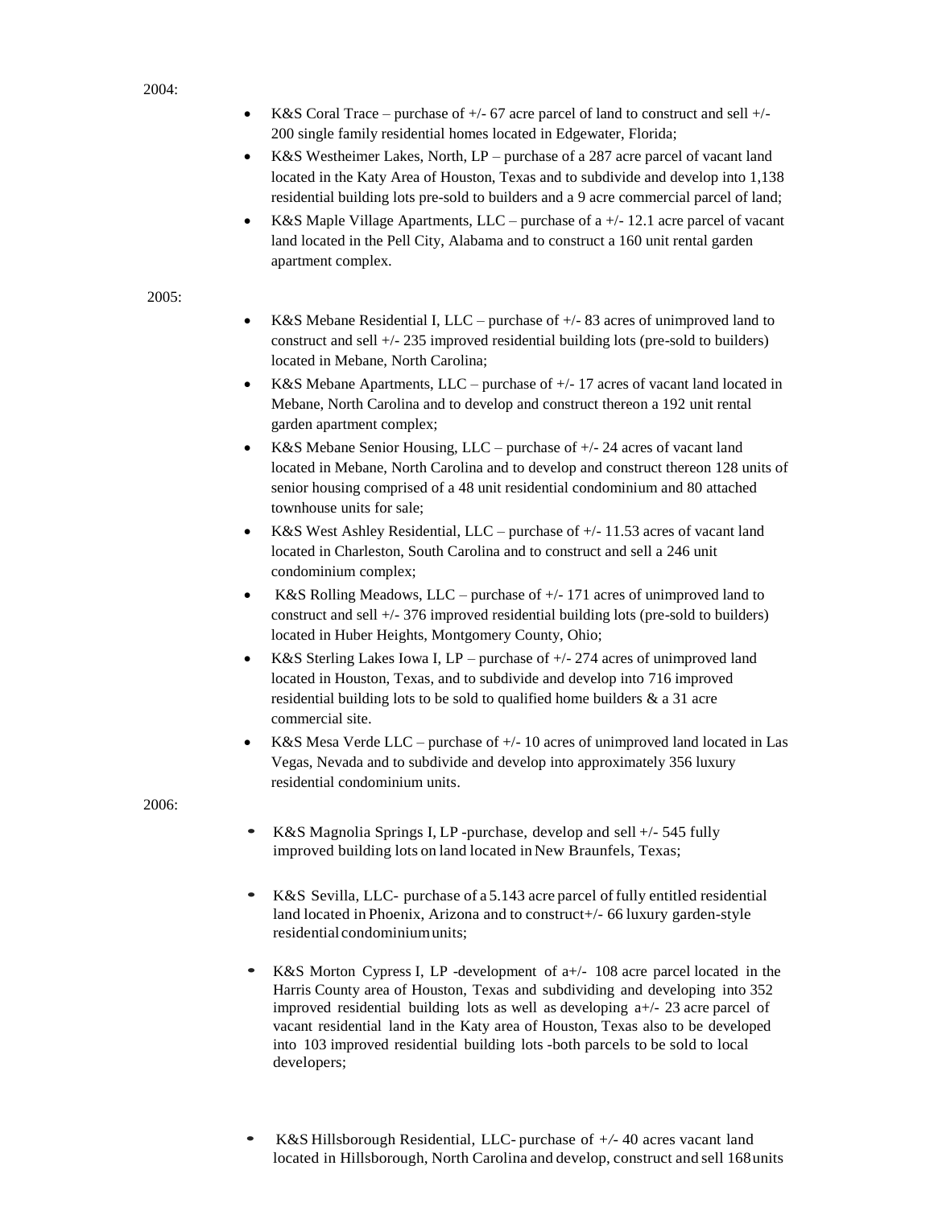2004:

- K&S Coral Trace – purchase of +/- 67 acre parcel of land to construct and sell +/- 200 single family residential homes located in Edgewater, Florida;
- K&S Westheimer Lakes, North, LP – purchase of a 287 acre parcel of vacant land located in the Katy Area of Houston, Texas and to subdivide and develop into 1,138 residential building lots pre-sold to builders and a 9 acre commercial parcel of land;
- K&S Maple Village Apartments, LLC – purchase of a +/- 12.1 acre parcel of vacant land located in the Pell City, Alabama and to construct a 160 unit rental garden apartment complex.

2005:

- K&S Mebane Residential I, LLC – purchase of +/- 83 acres of unimproved land to construct and sell +/- 235 improved residential building lots (pre-sold to builders) located in Mebane, North Carolina;
- K&S Mebane Apartments, LLC – purchase of +/- 17 acres of vacant land located in Mebane, North Carolina and to develop and construct thereon a 192 unit rental garden apartment complex;
- K&S Mebane Senior Housing, LLC – purchase of +/- 24 acres of vacant land located in Mebane, North Carolina and to develop and construct thereon 128 units of senior housing comprised of a 48 unit residential condominium and 80 attached townhouse units for sale;
- K&S West Ashley Residential, LLC – purchase of +/- 11.53 acres of vacant land located in Charleston, South Carolina and to construct and sell a 246 unit condominium complex;
- K&S Rolling Meadows, LLC – purchase of +/- 171 acres of unimproved land to construct and sell +/- 376 improved residential building lots (pre-sold to builders) located in Huber Heights, Montgomery County, Ohio;
- K&S Sterling Lakes Iowa I, LP – purchase of +/- 274 acres of unimproved land located in Houston, Texas, and to subdivide and develop into 716 improved residential building lots to be sold to qualified home builders & a 31 acre commercial site.
- K&S Mesa Verde LLC – purchase of +/- 10 acres of unimproved land located in Las Vegas, Nevada and to subdivide and develop into approximately 356 luxury residential condominium units.

2006:

- K&S Magnolia Springs I, LP -purchase, develop and sell +/- 545 fully improved building lots on land located in New Braunfels, Texas;
- K&S Sevilla, LLC- purchase of a 5.143 acre parcel of fully entitled residential land located in Phoenix, Arizona and to construct+/- 66 luxury garden-style residential condominium units;
- K&S Morton Cypress I, LP -development of a+/- 108 acre parcel located in the Harris County area of Houston, Texas and subdividing and developing into 352 improved residential building lots as well as developing a+/- 23 acre parcel of vacant residential land in the Katy area of Houston, Texas also to be developed into 103 improved residential building lots -both parcels to be sold to local developers;
- K&S Hillsborough Residential, LLC- purchase of +/- 40 acres vacant land located in Hillsborough, North Carolina and develop, construct and sell 168 units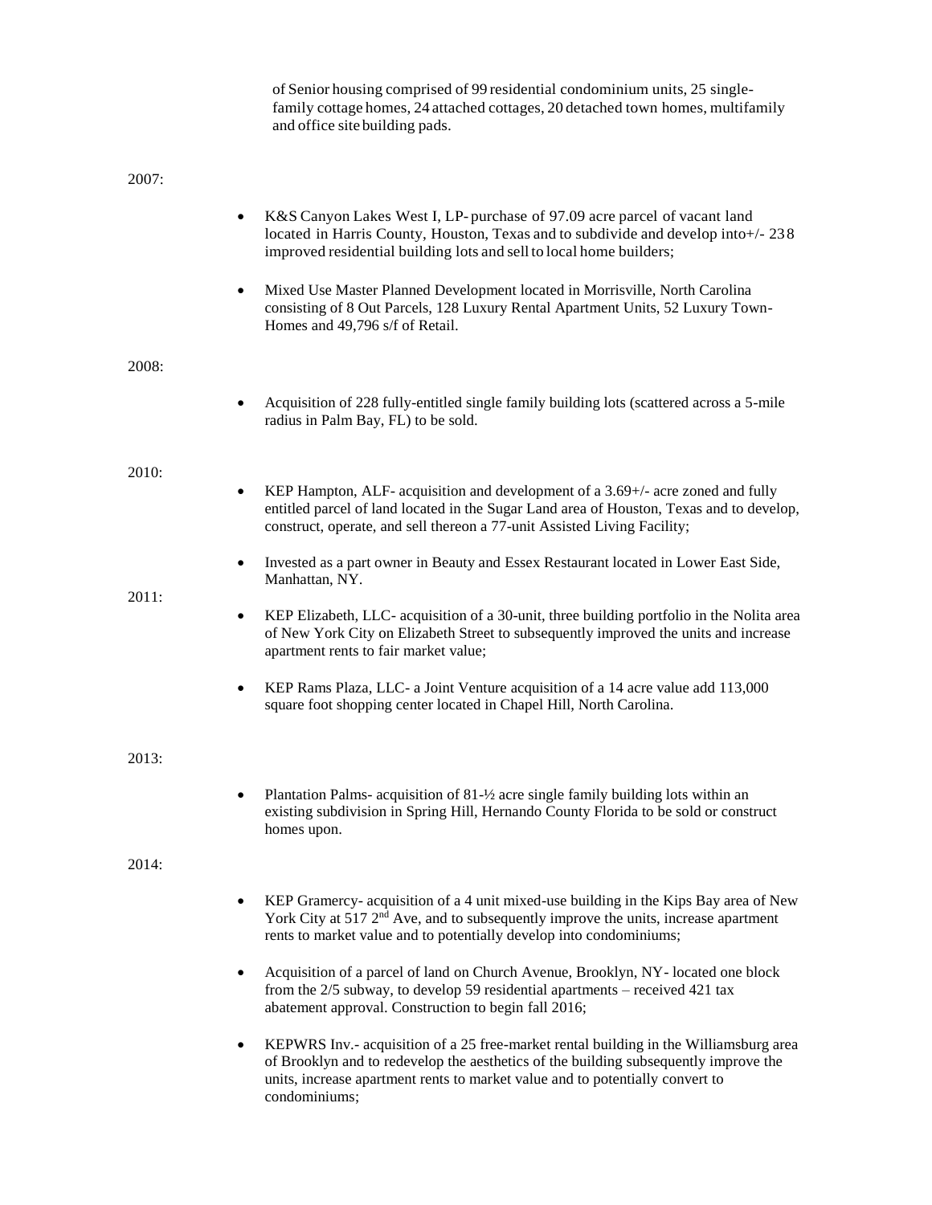of Senior housing comprised of 99 residential condominium units, 25 single-family cottage homes, 24 attached cottages, 20 detached town homes, multifamily and office site building pads.

2007:

- K&S Canyon Lakes West I, LP- purchase of 97.09 acre parcel of vacant land located in Harris County, Houston, Texas and to subdivide and develop into+/- 238 improved residential building lots and sell to local home builders;
- Mixed Use Master Planned Development located in Morrisville, North Carolina consisting of 8 Out Parcels, 128 Luxury Rental Apartment Units, 52 Luxury Town-Homes and 49,796 s/f of Retail.

2008:

- Acquisition of 228 fully-entitled single family building lots (scattered across a 5-mile radius in Palm Bay, FL) to be sold.

2010:

- KEP Hampton, ALF- acquisition and development of a 3.69+/- acre zoned and fully entitled parcel of land located in the Sugar Land area of Houston, Texas and to develop, construct, operate, and sell thereon a 77-unit Assisted Living Facility;
- Invested as a part owner in Beauty and Essex Restaurant located in Lower East Side, Manhattan, NY.

2011:

- KEP Elizabeth, LLC- acquisition of a 30-unit, three building portfolio in the Nolita area of New York City on Elizabeth Street to subsequently improved the units and increase apartment rents to fair market value;
- KEP Rams Plaza, LLC- a Joint Venture acquisition of a 14 acre value add 113,000 square foot shopping center located in Chapel Hill, North Carolina.

2013:

- Plantation Palms- acquisition of 81-½ acre single family building lots within an existing subdivision in Spring Hill, Hernando County Florida to be sold or construct homes upon.

2014:

- KEP Gramercy- acquisition of a 4 unit mixed-use building in the Kips Bay area of New York City at 517 2nd Ave, and to subsequently improve the units, increase apartment rents to market value and to potentially develop into condominiums;
- Acquisition of a parcel of land on Church Avenue, Brooklyn, NY- located one block from the 2/5 subway, to develop 59 residential apartments – received 421 tax abatement approval. Construction to begin fall 2016;
- KEPWRS Inv.- acquisition of a 25 free-market rental building in the Williamsburg area of Brooklyn and to redevelop the aesthetics of the building subsequently improve the units, increase apartment rents to market value and to potentially convert to condominiums;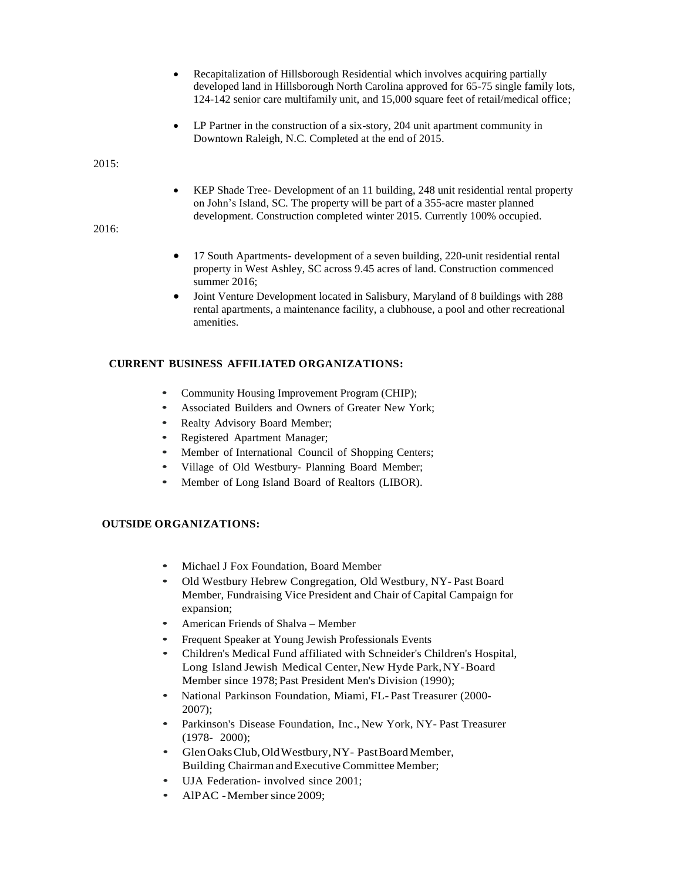- Recapitalization of Hillsborough Residential which involves acquiring partially developed land in Hillsborough North Carolina approved for 65-75 single family lots, 124-142 senior care multifamily unit, and 15,000 square feet of retail/medical office;
- LP Partner in the construction of a six-story, 204 unit apartment community in Downtown Raleigh, N.C. Completed at the end of 2015.

2015:

- KEP Shade Tree- Development of an 11 building, 248 unit residential rental property on John's Island, SC. The property will be part of a 355-acre master planned development. Construction completed winter 2015. Currently 100% occupied.

2016:

- 17 South Apartments- development of a seven building, 220-unit residential rental property in West Ashley, SC across 9.45 acres of land. Construction commenced summer 2016;
- Joint Venture Development located in Salisbury, Maryland of 8 buildings with 288 rental apartments, a maintenance facility, a clubhouse, a pool and other recreational amenities.

**CURRENT BUSINESS AFFILIATED ORGANIZATIONS:**

- Community Housing Improvement Program (CHIP);
- Associated Builders and Owners of Greater New York;
- Realty Advisory Board Member;
- Registered Apartment Manager;
- Member of International Council of Shopping Centers;
- Village of Old Westbury- Planning Board Member;
- Member of Long Island Board of Realtors (LIBOR).

**OUTSIDE ORGANIZATIONS:**

- Michael J Fox Foundation, Board Member
- Old Westbury Hebrew Congregation, Old Westbury, NY- Past Board Member, Fundraising Vice President and Chair of Capital Campaign for expansion;
- American Friends of Shalva – Member
- Frequent Speaker at Young Jewish Professionals Events
- Children's Medical Fund affiliated with Schneider's Children's Hospital, Long Island Jewish Medical Center, New Hyde Park, NY- Board Member since 1978; Past President Men's Division (1990);
- National Parkinson Foundation, Miami, FL- Past Treasurer (2000-2007);
- Parkinson's Disease Foundation, Inc., New York, NY- Past Treasurer (1978- 2000);
- Glen Oaks Club, Old Westbury, NY- Past Board Member, Building Chairman and Executive Committee Member;
- UJA Federation- involved since 2001;
- AIPAC - Member since 2009;